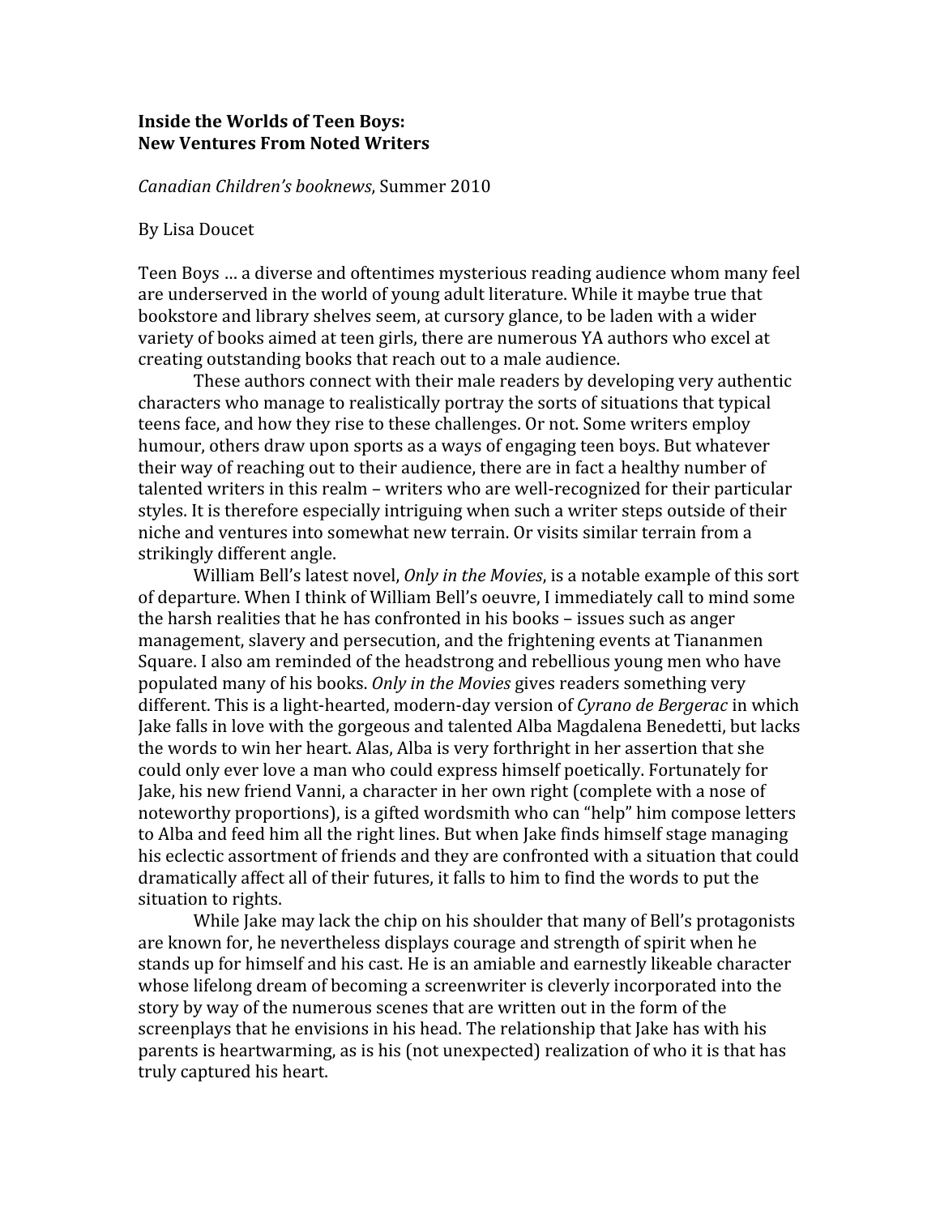**Inside the Worlds of Teen Boys:**
**New Ventures From Noted Writers**

*Canadian Children's booknews*, Summer 2010

By Lisa Doucet

Teen Boys … a diverse and oftentimes mysterious reading audience whom many feel are underserved in the world of young adult literature. While it maybe true that bookstore and library shelves seem, at cursory glance, to be laden with a wider variety of books aimed at teen girls, there are numerous YA authors who excel at creating outstanding books that reach out to a male audience.

These authors connect with their male readers by developing very authentic characters who manage to realistically portray the sorts of situations that typical teens face, and how they rise to these challenges. Or not. Some writers employ humour, others draw upon sports as a ways of engaging teen boys. But whatever their way of reaching out to their audience, there are in fact a healthy number of talented writers in this realm – writers who are well-recognized for their particular styles. It is therefore especially intriguing when such a writer steps outside of their niche and ventures into somewhat new terrain. Or visits similar terrain from a strikingly different angle.

William Bell's latest novel, *Only in the Movies*, is a notable example of this sort of departure. When I think of William Bell's oeuvre, I immediately call to mind some the harsh realities that he has confronted in his books – issues such as anger management, slavery and persecution, and the frightening events at Tiananmen Square. I also am reminded of the headstrong and rebellious young men who have populated many of his books. *Only in the Movies* gives readers something very different. This is a light-hearted, modern-day version of *Cyrano de Bergerac* in which Jake falls in love with the gorgeous and talented Alba Magdalena Benedetti, but lacks the words to win her heart. Alas, Alba is very forthright in her assertion that she could only ever love a man who could express himself poetically. Fortunately for Jake, his new friend Vanni, a character in her own right (complete with a nose of noteworthy proportions), is a gifted wordsmith who can "help" him compose letters to Alba and feed him all the right lines. But when Jake finds himself stage managing his eclectic assortment of friends and they are confronted with a situation that could dramatically affect all of their futures, it falls to him to find the words to put the situation to rights.

While Jake may lack the chip on his shoulder that many of Bell's protagonists are known for, he nevertheless displays courage and strength of spirit when he stands up for himself and his cast. He is an amiable and earnestly likeable character whose lifelong dream of becoming a screenwriter is cleverly incorporated into the story by way of the numerous scenes that are written out in the form of the screenplays that he envisions in his head. The relationship that Jake has with his parents is heartwarming, as is his (not unexpected) realization of who it is that has truly captured his heart.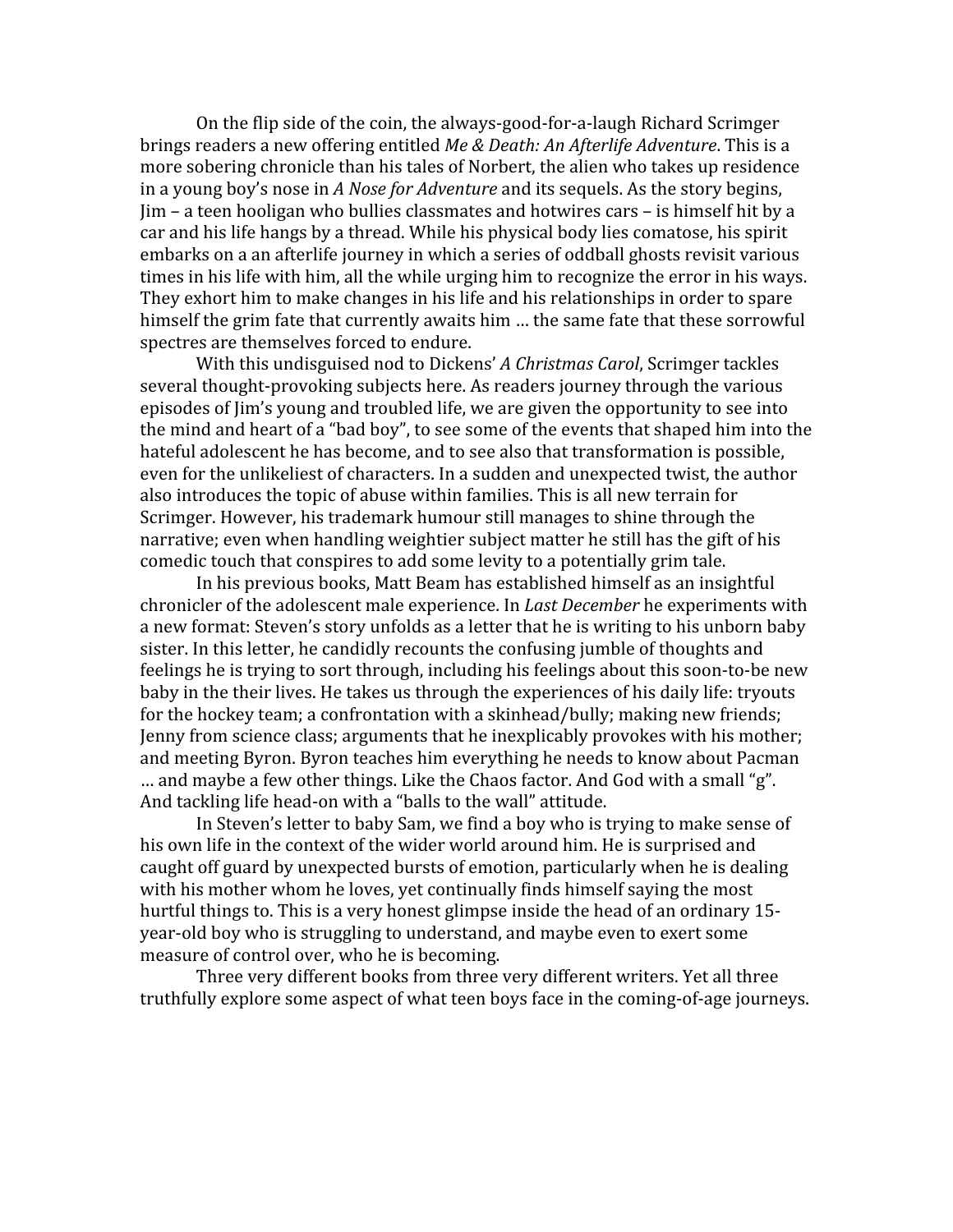On the flip side of the coin, the always-good-for-a-laugh Richard Scrimger brings readers a new offering entitled *Me & Death: An Afterlife Adventure*. This is a more sobering chronicle than his tales of Norbert, the alien who takes up residence in a young boy's nose in *A Nose for Adventure* and its sequels. As the story begins, Jim – a teen hooligan who bullies classmates and hotwires cars – is himself hit by a car and his life hangs by a thread. While his physical body lies comatose, his spirit embarks on a an afterlife journey in which a series of oddball ghosts revisit various times in his life with him, all the while urging him to recognize the error in his ways. They exhort him to make changes in his life and his relationships in order to spare himself the grim fate that currently awaits him … the same fate that these sorrowful spectres are themselves forced to endure.

With this undisguised nod to Dickens' *A Christmas Carol*, Scrimger tackles several thought-provoking subjects here. As readers journey through the various episodes of Jim's young and troubled life, we are given the opportunity to see into the mind and heart of a "bad boy", to see some of the events that shaped him into the hateful adolescent he has become, and to see also that transformation is possible, even for the unlikeliest of characters. In a sudden and unexpected twist, the author also introduces the topic of abuse within families. This is all new terrain for Scrimger. However, his trademark humour still manages to shine through the narrative; even when handling weightier subject matter he still has the gift of his comedic touch that conspires to add some levity to a potentially grim tale.

In his previous books, Matt Beam has established himself as an insightful chronicler of the adolescent male experience. In *Last December* he experiments with a new format: Steven's story unfolds as a letter that he is writing to his unborn baby sister. In this letter, he candidly recounts the confusing jumble of thoughts and feelings he is trying to sort through, including his feelings about this soon-to-be new baby in the their lives. He takes us through the experiences of his daily life: tryouts for the hockey team; a confrontation with a skinhead/bully; making new friends; Jenny from science class; arguments that he inexplicably provokes with his mother; and meeting Byron. Byron teaches him everything he needs to know about Pacman … and maybe a few other things. Like the Chaos factor. And God with a small "g". And tackling life head-on with a "balls to the wall" attitude.

In Steven's letter to baby Sam, we find a boy who is trying to make sense of his own life in the context of the wider world around him. He is surprised and caught off guard by unexpected bursts of emotion, particularly when he is dealing with his mother whom he loves, yet continually finds himself saying the most hurtful things to. This is a very honest glimpse inside the head of an ordinary 15-year-old boy who is struggling to understand, and maybe even to exert some measure of control over, who he is becoming.

Three very different books from three very different writers. Yet all three truthfully explore some aspect of what teen boys face in the coming-of-age journeys.